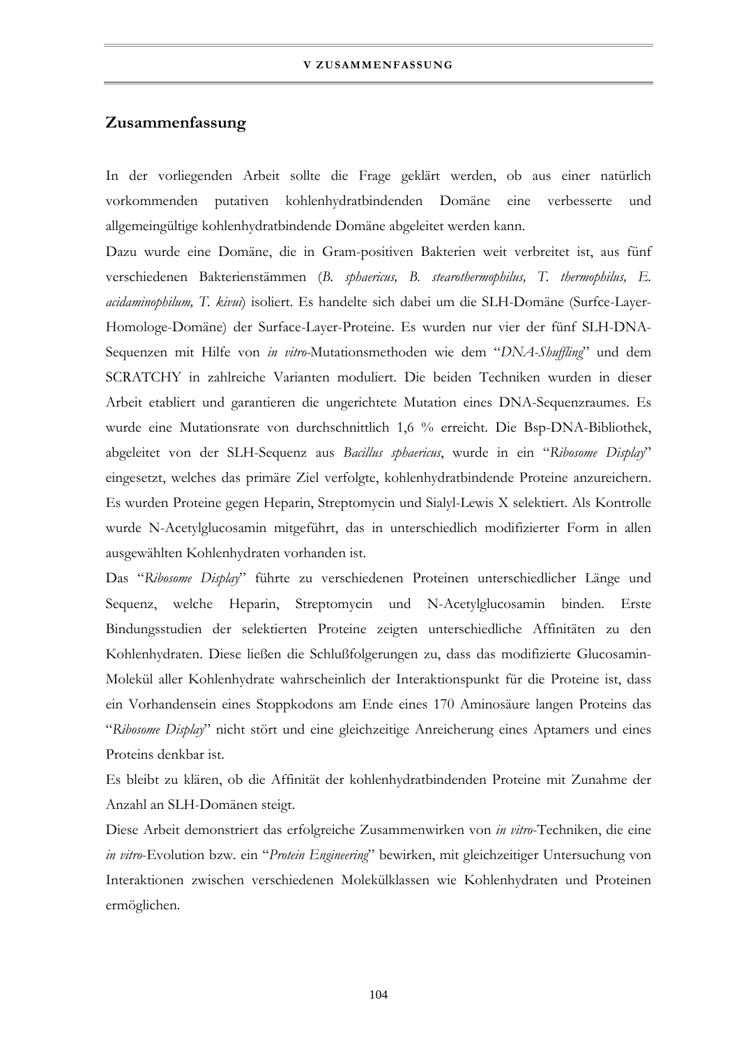## Zusammenfassung

In der vorliegenden Arbeit sollte die Frage geklärt werden, ob aus einer natürlich vorkommenden putativen kohlenhydratbindenden Domäne eine verbesserte und allgemeingültige kohlenhydratbindende Domäne abgeleitet werden kann.

Dazu wurde eine Domäne, die in Gram-positiven Bakterien weit verbreitet ist, aus fünf verschiedenen Bakterienstämmen (*B. sphaericus, B. stearothermophilus, T. thermophilus, E. acidaminophilum, T. kivui*) isoliert. Es handelte sich dabei um die SLH-Domäne (Surfce-Layer-Homologe-Domäne) der Surface-Layer-Proteine. Es wurden nur vier der fünf SLH-DNA-Sequenzen mit Hilfe von *in vitro*-Mutationsmethoden wie dem "*DNA-Shuffling*" und dem SCRATCHY in zahlreiche Varianten moduliert. Die beiden Techniken wurden in dieser Arbeit etabliert und garantieren die ungerichtete Mutation eines DNA-Sequenzraumes. Es wurde eine Mutationsrate von durchschnittlich 1,6 % erreicht. Die Bsp-DNA-Bibliothek, abgeleitet von der SLH-Sequenz aus *Bacillus sphaericus*, wurde in ein "*Ribosome Display*" eingesetzt, welches das primäre Ziel verfolgte, kohlenhydratbindende Proteine anzureichern. Es wurden Proteine gegen Heparin, Streptomycin und Sialyl-Lewis X selektiert. Als Kontrolle wurde N-Acetylglucosamin mitgeführt, das in unterschiedlich modifizierter Form in allen ausgewählten Kohlenhydraten vorhanden ist.

Das "*Ribosome Display*" führte zu verschiedenen Proteinen unterschiedlicher Länge und Sequenz, welche Heparin, Streptomycin und N-Acetylglucosamin binden. Erste Bindungsstudien der selektierten Proteine zeigten unterschiedliche Affinitäten zu den Kohlenhydraten. Diese ließen die Schlußfolgerungen zu, dass das modifizierte Glucosamin-Molekül aller Kohlenhydrate wahrscheinlich der Interaktionspunkt für die Proteine ist, dass ein Vorhandensein eines Stoppkodons am Ende eines 170 Aminosäure langen Proteins das "*Ribosome Display*" nicht stört und eine gleichzeitige Anreicherung eines Aptamers und eines Proteins denkbar ist.

Es bleibt zu klären, ob die Affinität der kohlenhydratbindenden Proteine mit Zunahme der Anzahl an SLH-Domänen steigt.

Diese Arbeit demonstriert das erfolgreiche Zusammenwirken von *in vitro*-Techniken, die eine *in vitro*-Evolution bzw. ein "*Protein Engineering*" bewirken, mit gleichzeitiger Untersuchung von Interaktionen zwischen verschiedenen Molekülklassen wie Kohlenhydraten und Proteinen ermöglichen.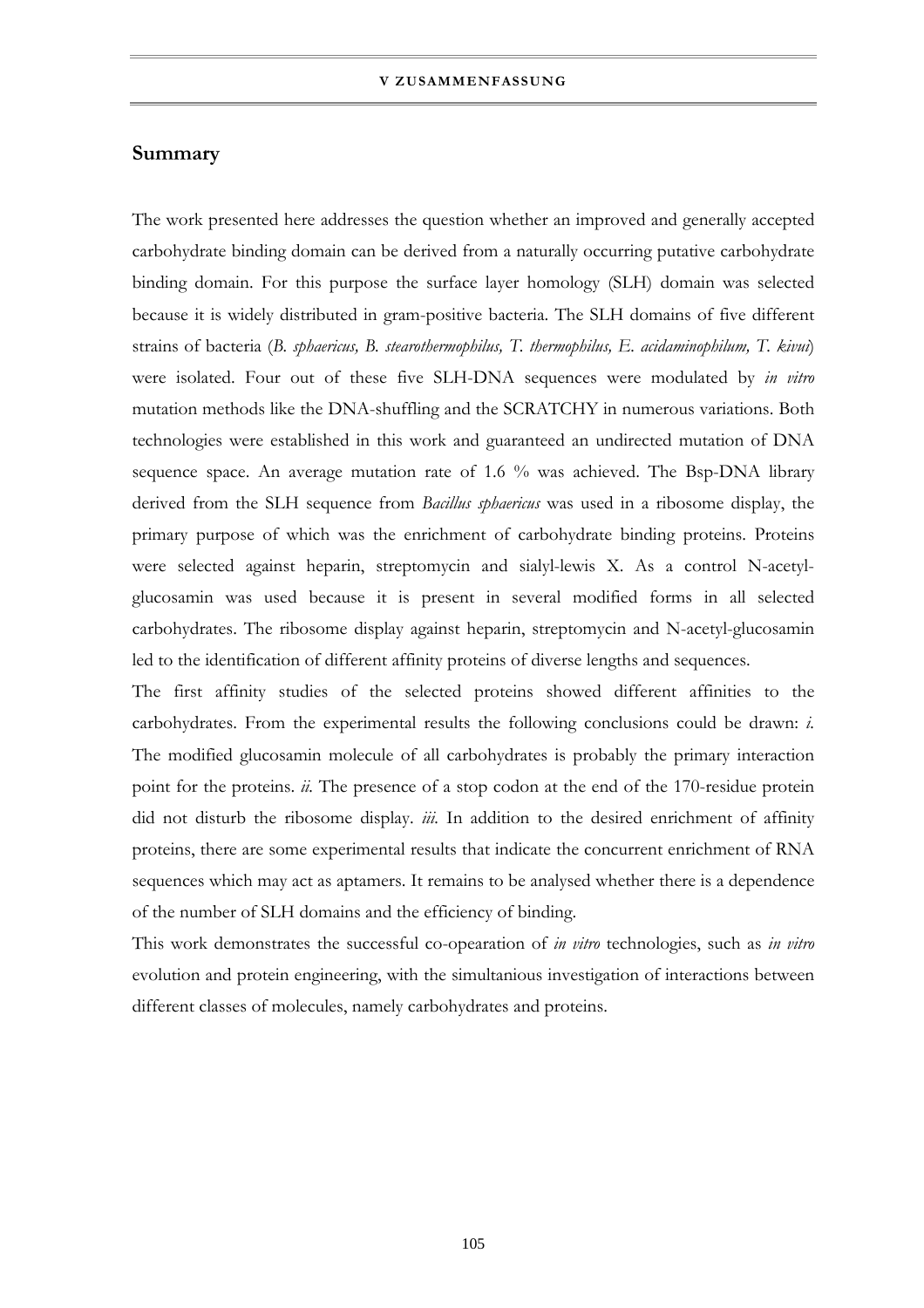## Summary

The work presented here addresses the question whether an improved and generally accepted carbohydrate binding domain can be derived from a naturally occurring putative carbohydrate binding domain. For this purpose the surface layer homology (SLH) domain was selected because it is widely distributed in gram-positive bacteria. The SLH domains of five different strains of bacteria (*B. sphaericus, B. stearothermophilus, T. thermophilus, E. acidaminophilum, T. kivui*) were isolated. Four out of these five SLH-DNA sequences were modulated by *in vitro* mutation methods like the DNA-shuffling and the SCRATCHY in numerous variations. Both technologies were established in this work and guaranteed an undirected mutation of DNA sequence space. An average mutation rate of 1.6 % was achieved. The Bsp-DNA library derived from the SLH sequence from *Bacillus sphaericus* was used in a ribosome display, the primary purpose of which was the enrichment of carbohydrate binding proteins. Proteins were selected against heparin, streptomycin and sialyl-lewis X. As a control N-acetyl-glucosamin was used because it is present in several modified forms in all selected carbohydrates. The ribosome display against heparin, streptomycin and N-acetyl-glucosamin led to the identification of different affinity proteins of diverse lengths and sequences.

The first affinity studies of the selected proteins showed different affinities to the carbohydrates. From the experimental results the following conclusions could be drawn: *i.* The modified glucosamin molecule of all carbohydrates is probably the primary interaction point for the proteins. *ii.* The presence of a stop codon at the end of the 170-residue protein did not disturb the ribosome display. *iii.* In addition to the desired enrichment of affinity proteins, there are some experimental results that indicate the concurrent enrichment of RNA sequences which may act as aptamers. It remains to be analysed whether there is a dependence of the number of SLH domains and the efficiency of binding.

This work demonstrates the successful co-opearation of *in vitro* technologies, such as *in vitro* evolution and protein engineering, with the simultanious investigation of interactions between different classes of molecules, namely carbohydrates and proteins.